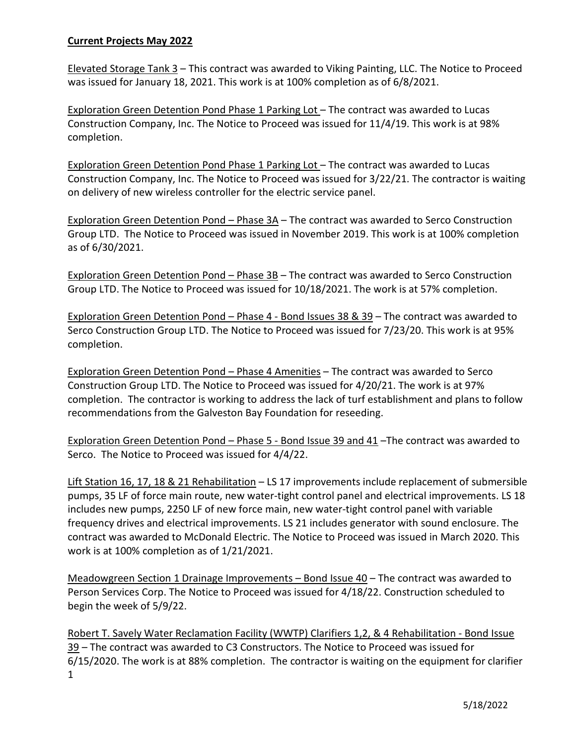**Current Projects May 2022**

Elevated Storage Tank 3 – This contract was awarded to Viking Painting, LLC. The Notice to Proceed was issued for January 18, 2021. This work is at 100% completion as of 6/8/2021.

Exploration Green Detention Pond Phase 1 Parking Lot – The contract was awarded to Lucas Construction Company, Inc. The Notice to Proceed was issued for 11/4/19. This work is at 98% completion.

Exploration Green Detention Pond Phase 1 Parking Lot – The contract was awarded to Lucas Construction Company, Inc. The Notice to Proceed was issued for 3/22/21. The contractor is waiting on delivery of new wireless controller for the electric service panel.

Exploration Green Detention Pond – Phase 3A – The contract was awarded to Serco Construction Group LTD. The Notice to Proceed was issued in November 2019. This work is at 100% completion as of 6/30/2021.

Exploration Green Detention Pond – Phase 3B – The contract was awarded to Serco Construction Group LTD. The Notice to Proceed was issued for 10/18/2021. The work is at 57% completion.

Exploration Green Detention Pond – Phase 4 - Bond Issues 38 & 39 – The contract was awarded to Serco Construction Group LTD. The Notice to Proceed was issued for 7/23/20. This work is at 95% completion.

Exploration Green Detention Pond – Phase 4 Amenities – The contract was awarded to Serco Construction Group LTD. The Notice to Proceed was issued for 4/20/21. The work is at 97% completion. The contractor is working to address the lack of turf establishment and plans to follow recommendations from the Galveston Bay Foundation for reseeding.

Exploration Green Detention Pond – Phase 5 - Bond Issue 39 and 41 –The contract was awarded to Serco. The Notice to Proceed was issued for 4/4/22.

Lift Station 16, 17, 18 & 21 Rehabilitation – LS 17 improvements include replacement of submersible pumps, 35 LF of force main route, new water-tight control panel and electrical improvements. LS 18 includes new pumps, 2250 LF of new force main, new water-tight control panel with variable frequency drives and electrical improvements. LS 21 includes generator with sound enclosure. The contract was awarded to McDonald Electric. The Notice to Proceed was issued in March 2020. This work is at 100% completion as of 1/21/2021.

Meadowgreen Section 1 Drainage Improvements – Bond Issue 40 – The contract was awarded to Person Services Corp. The Notice to Proceed was issued for 4/18/22. Construction scheduled to begin the week of 5/9/22.

Robert T. Savely Water Reclamation Facility (WWTP) Clarifiers 1,2, & 4 Rehabilitation - Bond Issue 39 – The contract was awarded to C3 Constructors. The Notice to Proceed was issued for 6/15/2020. The work is at 88% completion. The contractor is waiting on the equipment for clarifier 1

5/18/2022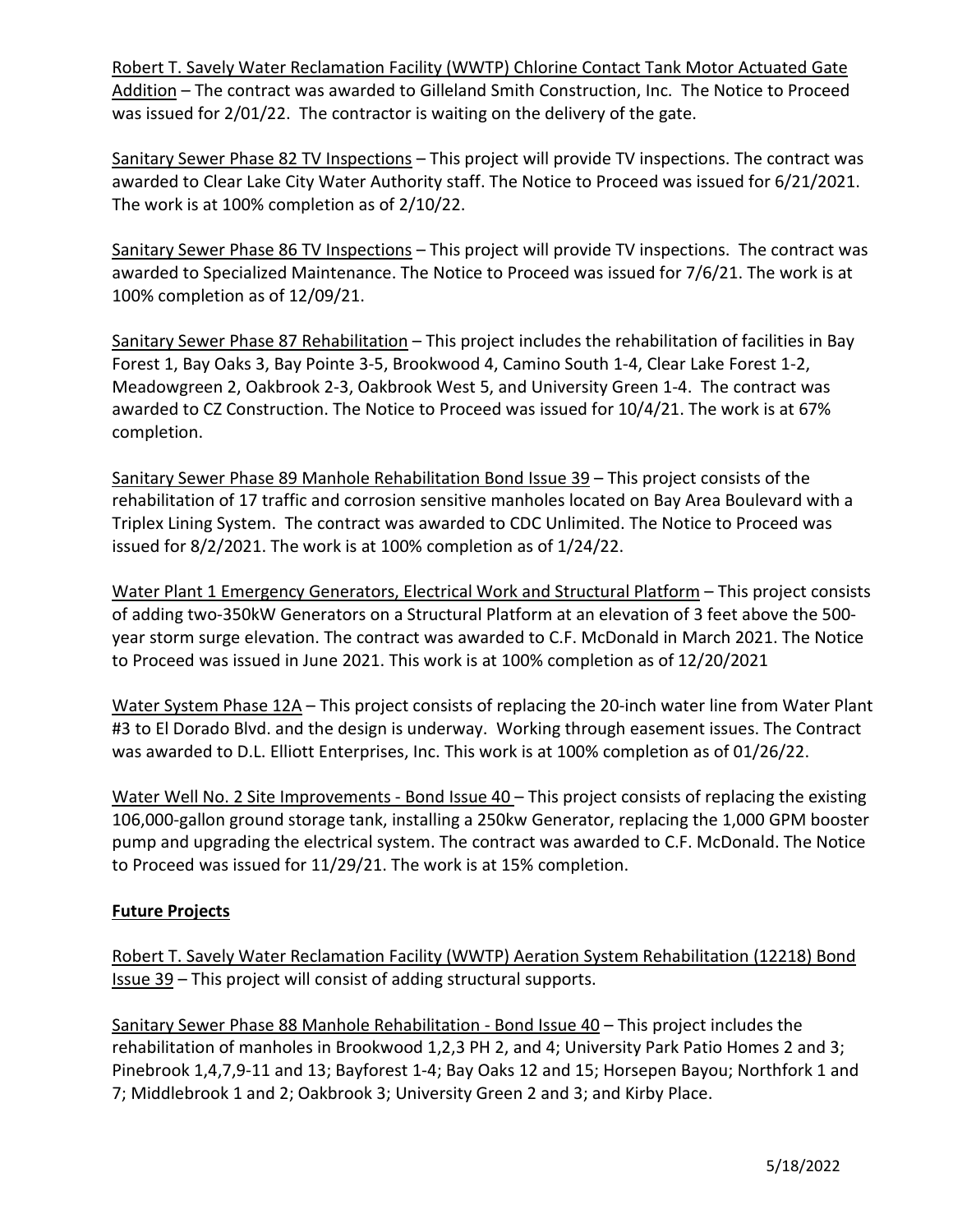Robert T. Savely Water Reclamation Facility (WWTP) Chlorine Contact Tank Motor Actuated Gate Addition – The contract was awarded to Gilleland Smith Construction, Inc. The Notice to Proceed was issued for 2/01/22. The contractor is waiting on the delivery of the gate.

Sanitary Sewer Phase 82 TV Inspections – This project will provide TV inspections. The contract was awarded to Clear Lake City Water Authority staff. The Notice to Proceed was issued for 6/21/2021. The work is at 100% completion as of 2/10/22.

Sanitary Sewer Phase 86 TV Inspections – This project will provide TV inspections. The contract was awarded to Specialized Maintenance. The Notice to Proceed was issued for 7/6/21. The work is at 100% completion as of 12/09/21.

Sanitary Sewer Phase 87 Rehabilitation – This project includes the rehabilitation of facilities in Bay Forest 1, Bay Oaks 3, Bay Pointe 3-5, Brookwood 4, Camino South 1-4, Clear Lake Forest 1-2, Meadowgreen 2, Oakbrook 2-3, Oakbrook West 5, and University Green 1-4. The contract was awarded to CZ Construction. The Notice to Proceed was issued for 10/4/21. The work is at 67% completion.

Sanitary Sewer Phase 89 Manhole Rehabilitation Bond Issue 39 – This project consists of the rehabilitation of 17 traffic and corrosion sensitive manholes located on Bay Area Boulevard with a Triplex Lining System. The contract was awarded to CDC Unlimited. The Notice to Proceed was issued for 8/2/2021. The work is at 100% completion as of 1/24/22.

Water Plant 1 Emergency Generators, Electrical Work and Structural Platform – This project consists of adding two-350kW Generators on a Structural Platform at an elevation of 3 feet above the 500-year storm surge elevation. The contract was awarded to C.F. McDonald in March 2021. The Notice to Proceed was issued in June 2021. This work is at 100% completion as of 12/20/2021

Water System Phase 12A – This project consists of replacing the 20-inch water line from Water Plant #3 to El Dorado Blvd. and the design is underway. Working through easement issues. The Contract was awarded to D.L. Elliott Enterprises, Inc. This work is at 100% completion as of 01/26/22.

Water Well No. 2 Site Improvements - Bond Issue 40 – This project consists of replacing the existing 106,000-gallon ground storage tank, installing a 250kw Generator, replacing the 1,000 GPM booster pump and upgrading the electrical system. The contract was awarded to C.F. McDonald. The Notice to Proceed was issued for 11/29/21. The work is at 15% completion.

**Future Projects**

Robert T. Savely Water Reclamation Facility (WWTP) Aeration System Rehabilitation (12218) Bond Issue 39 – This project will consist of adding structural supports.

Sanitary Sewer Phase 88 Manhole Rehabilitation - Bond Issue 40 – This project includes the rehabilitation of manholes in Brookwood 1,2,3 PH 2, and 4; University Park Patio Homes 2 and 3; Pinebrook 1,4,7,9-11 and 13; Bayforest 1-4; Bay Oaks 12 and 15; Horsepen Bayou; Northfork 1 and 7; Middlebrook 1 and 2; Oakbrook 3; University Green 2 and 3; and Kirby Place.

5/18/2022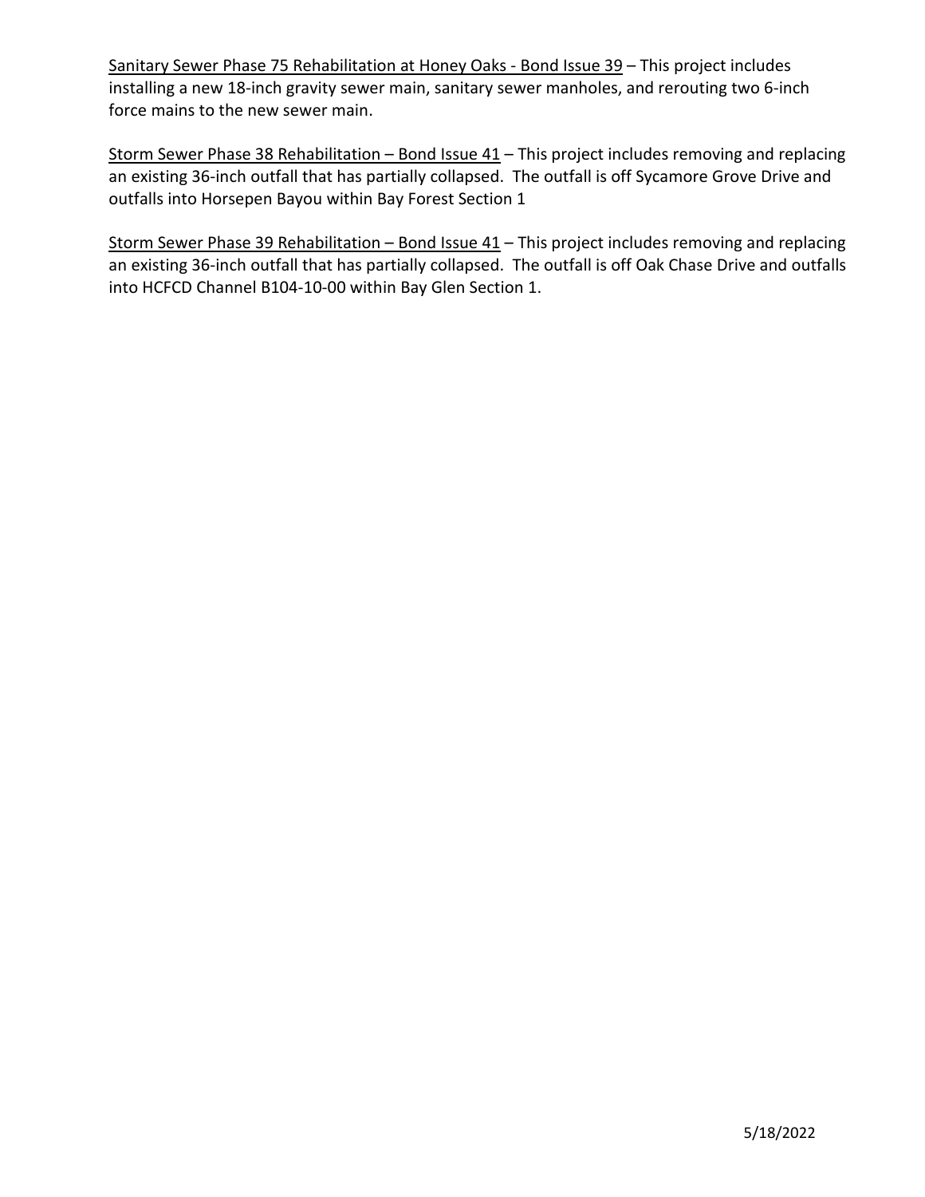<u>Sanitary Sewer Phase 75 Rehabilitation at Honey Oaks - Bond Issue 39</u> – This project includes installing a new 18-inch gravity sewer main, sanitary sewer manholes, and rerouting two 6-inch force mains to the new sewer main.

<u>Storm Sewer Phase 38 Rehabilitation – Bond Issue 41</u> – This project includes removing and replacing an existing 36-inch outfall that has partially collapsed. The outfall is off Sycamore Grove Drive and outfalls into Horsepen Bayou within Bay Forest Section 1

<u>Storm Sewer Phase 39 Rehabilitation – Bond Issue 41</u> – This project includes removing and replacing an existing 36-inch outfall that has partially collapsed. The outfall is off Oak Chase Drive and outfalls into HCFCD Channel B104-10-00 within Bay Glen Section 1.

5/18/2022